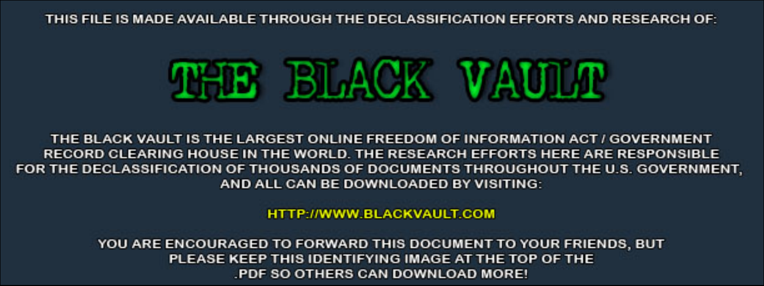THIS FILE IS MADE AVAILABLE THROUGH THE DECLASSIFICATION EFFORTS AND RESEARCH OF:

# THE BLACK VAULT

THE BLACK VAULT IS THE LARGEST ONLINE FREEDOM OF INFORMATION ACT / GOVERNMENT RECORD CLEARING HOUSE IN THE WORLD. THE RESEARCH EFFORTS HERE ARE RESPONSIBLE FOR THE DECLASSIFICATION OF THOUSANDS OF DOCUMENTS THROUGHOUT THE U.S. GOVERNMENT, AND ALL CAN BE DOWNLOADED BY VISITING:

HTTP://WWW.BLACKVAULT.COM

YOU ARE ENCOURAGED TO FORWARD THIS DOCUMENT TO YOUR FRIENDS, BUT PLEASE KEEP THIS IDENTIFYING IMAGE AT THE TOP OF THE .PDF SO OTHERS CAN DOWNLOAD MORE!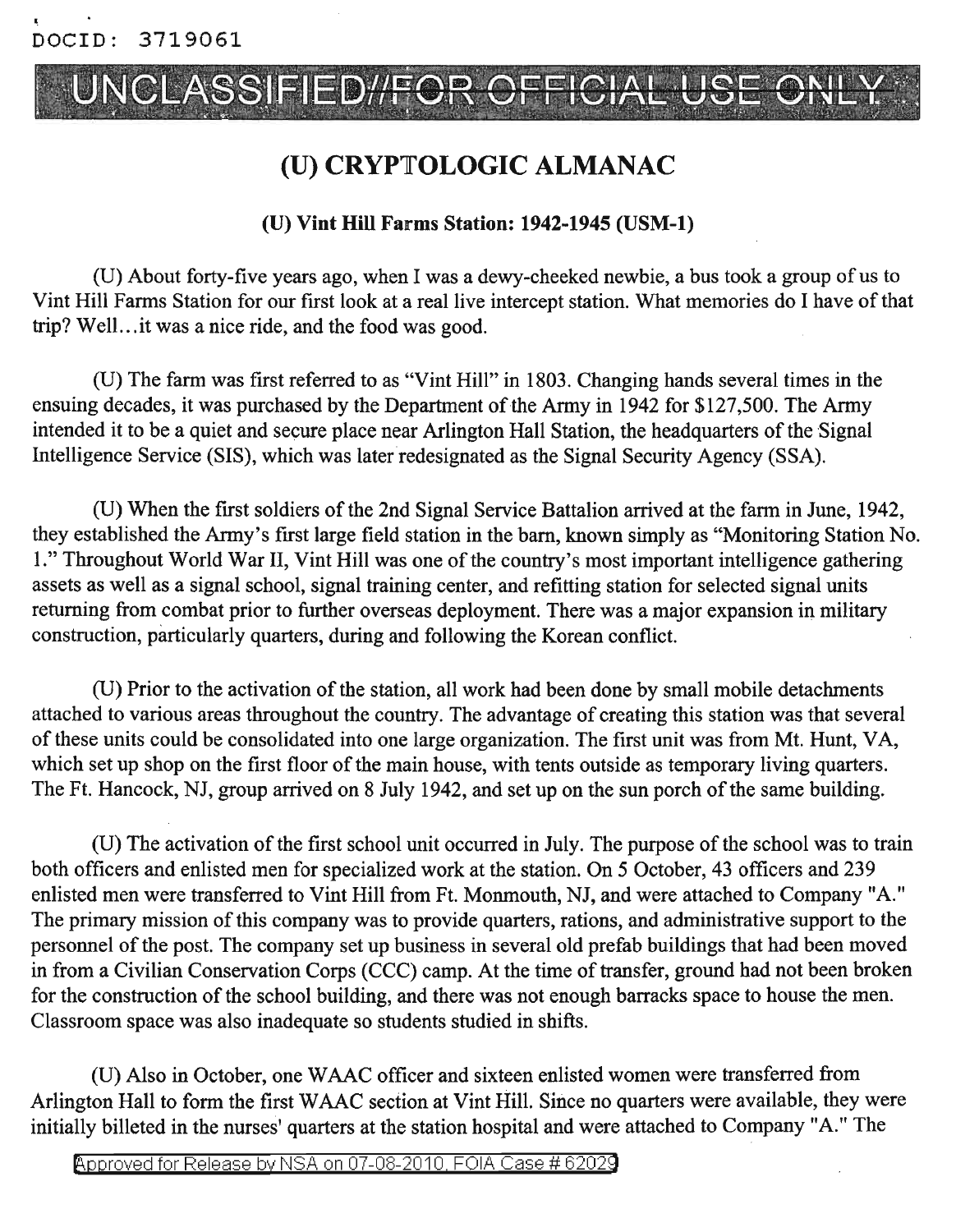DOCID: 3719061

UNCLASSIFIED//FOR OFFICIAL USE ONLY

# (U) CRYPTOLOGIC ALMANAC

### (U) Vint Hill Farms Station: 1942-1945 (USM-1)

(U) About forty-five years ago, when I was a dewy-cheeked newbie, a bus took a group of us to Vint Hill Farms Station for our first look at a real live intercept station. What memories do I have of that trip? Well...it was a nice ride, and the food was good.

(U) The farm was first referred to as "Vint Hill" in 1803. Changing hands several times in the ensuing decades, it was purchased by the Department of the Army in 1942 for $127,500. The Army intended it to be a quiet and secure place near Arlington Hall Station, the headquarters of the Signal Intelligence Service (SIS), which was later redesignated as the Signal Security Agency (SSA).

(U) When the first soldiers of the 2nd Signal Service Battalion arrived at the farm in June, 1942, they established the Army's first large field station in the barn, known simply as "Monitoring Station No. 1." Throughout World War II, Vint Hill was one of the country's most important intelligence gathering assets as well as a signal school, signal training center, and refitting station for selected signal units returning from combat prior to further overseas deployment. There was a major expansion in military construction, particularly quarters, during and following the Korean conflict.

(U) Prior to the activation of the station, all work had been done by small mobile detachments attached to various areas throughout the country. The advantage of creating this station was that several of these units could be consolidated into one large organization. The first unit was from Mt. Hunt, VA, which set up shop on the first floor of the main house, with tents outside as temporary living quarters. The Ft. Hancock, NJ, group arrived on 8 July 1942, and set up on the sun porch of the same building.

(U) The activation of the first school unit occurred in July. The purpose of the school was to train both officers and enlisted men for specialized work at the station. On 5 October, 43 officers and 239 enlisted men were transferred to Vint Hill from Ft. Monmouth, NJ, and were attached to Company "A." The primary mission of this company was to provide quarters, rations, and administrative support to the personnel of the post. The company set up business in several old prefab buildings that had been moved in from a Civilian Conservation Corps (CCC) camp. At the time of transfer, ground had not been broken for the construction of the school building, and there was not enough barracks space to house the men. Classroom space was also inadequate so students studied in shifts.

(U) Also in October, one WAAC officer and sixteen enlisted women were transferred from Arlington Hall to form the first WAAC section at Vint Hill. Since no quarters were available, they were initially billeted in the nurses' quarters at the station hospital and were attached to Company "A." The

Approved for Release by NSA on 07-08-2010, FOIA Case # 62029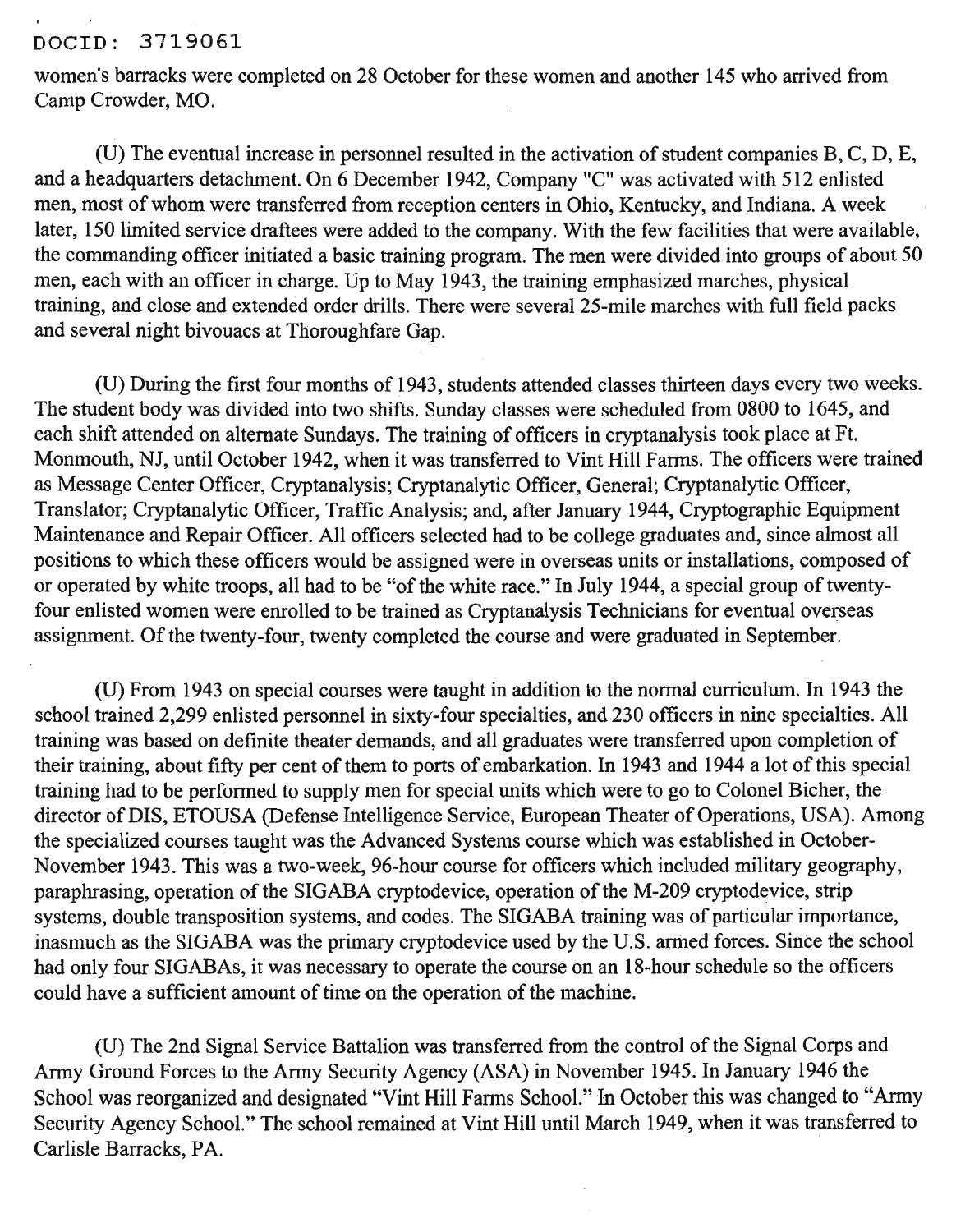women's barracks were completed on 28 October for these women and another 145 who arrived from Camp Crowder, MO.

(U) The eventual increase in personnel resulted in the activation of student companies B, C, D, E, and a headquarters detachment. On 6 December 1942, Company "C" was activated with 512 enlisted men, most of whom were transferred from reception centers in Ohio, Kentucky, and Indiana. A week later, 150 limited service draftees were added to the company. With the few facilities that were available, the commanding officer initiated a basic training program. The men were divided into groups of about 50 men, each with an officer in charge. Up to May 1943, the training emphasized marches, physical training, and close and extended order drills. There were several 25-mile marches with full field packs and several night bivouacs at Thoroughfare Gap.

(U) During the first four months of 1943, students attended classes thirteen days every two weeks. The student body was divided into two shifts. Sunday classes were scheduled from 0800 to 1645, and each shift attended on alternate Sundays. The training of officers in cryptanalysis took place at Ft. Monmouth, NJ, until October 1942, when it was transferred to Vint Hill Farms. The officers were trained as Message Center Officer, Cryptanalysis; Cryptanalytic Officer, General; Cryptanalytic Officer, Translator; Cryptanalytic Officer, Traffic Analysis; and, after January 1944, Cryptographic Equipment Maintenance and Repair Officer. All officers selected had to be college graduates and, since almost all positions to which these officers would be assigned were in overseas units or installations, composed of or operated by white troops, all had to be "of the white race." In July 1944, a special group of twenty-four enlisted women were enrolled to be trained as Cryptanalysis Technicians for eventual overseas assignment. Of the twenty-four, twenty completed the course and were graduated in September.

(U) From 1943 on special courses were taught in addition to the normal curriculum. In 1943 the school trained 2,299 enlisted personnel in sixty-four specialties, and 230 officers in nine specialties. All training was based on definite theater demands, and all graduates were transferred upon completion of their training, about fifty per cent of them to ports of embarkation. In 1943 and 1944 a lot of this special training had to be performed to supply men for special units which were to go to Colonel Bicher, the director of DIS, ETOUSA (Defense Intelligence Service, European Theater of Operations, USA). Among the specialized courses taught was the Advanced Systems course which was established in October-November 1943. This was a two-week, 96-hour course for officers which included military geography, paraphrasing, operation of the SIGABA cryptodevice, operation of the M-209 cryptodevice, strip systems, double transposition systems, and codes. The SIGABA training was of particular importance, inasmuch as the SIGABA was the primary cryptodevice used by the U.S. armed forces. Since the school had only four SIGABAs, it was necessary to operate the course on an 18-hour schedule so the officers could have a sufficient amount of time on the operation of the machine.

(U) The 2nd Signal Service Battalion was transferred from the control of the Signal Corps and Army Ground Forces to the Army Security Agency (ASA) in November 1945. In January 1946 the School was reorganized and designated "Vint Hill Farms School." In October this was changed to "Army Security Agency School." The school remained at Vint Hill until March 1949, when it was transferred to Carlisle Barracks, PA.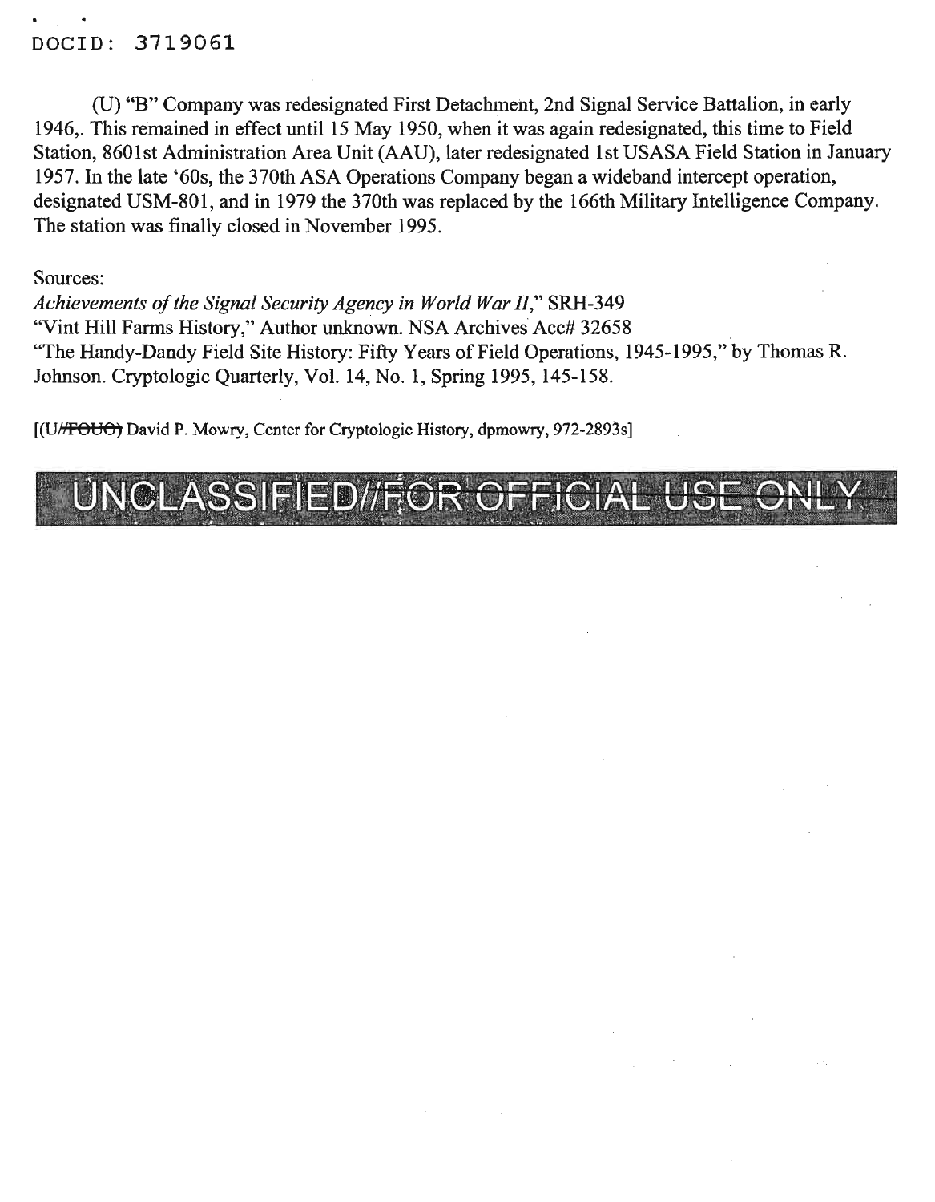DOCID: 3719061

(U) "B" Company was redesignated First Detachment, 2nd Signal Service Battalion, in early 1946,. This remained in effect until 15 May 1950, when it was again redesignated, this time to Field Station, 8601st Administration Area Unit (AAU), later redesignated 1st USASA Field Station in January 1957. In the late '60s, the 370th ASA Operations Company began a wideband intercept operation, designated USM-801, and in 1979 the 370th was replaced by the 166th Military Intelligence Company. The station was finally closed in November 1995.

Sources:
*Achievements of the Signal Security Agency in World War II*," SRH-349
"Vint Hill Farms History," Author unknown. NSA Archives Acc# 32658
"The Handy-Dandy Field Site History: Fifty Years of Field Operations, 1945-1995," by Thomas R. Johnson. Cryptologic Quarterly, Vol. 14, No. 1, Spring 1995, 145-158.

[(U//~~FOUO~~) David P. Mowry, Center for Cryptologic History, dpmowry, 972-2893s]

UNCLASSIFIED//~~FOR OFFICIAL USE ONLY~~